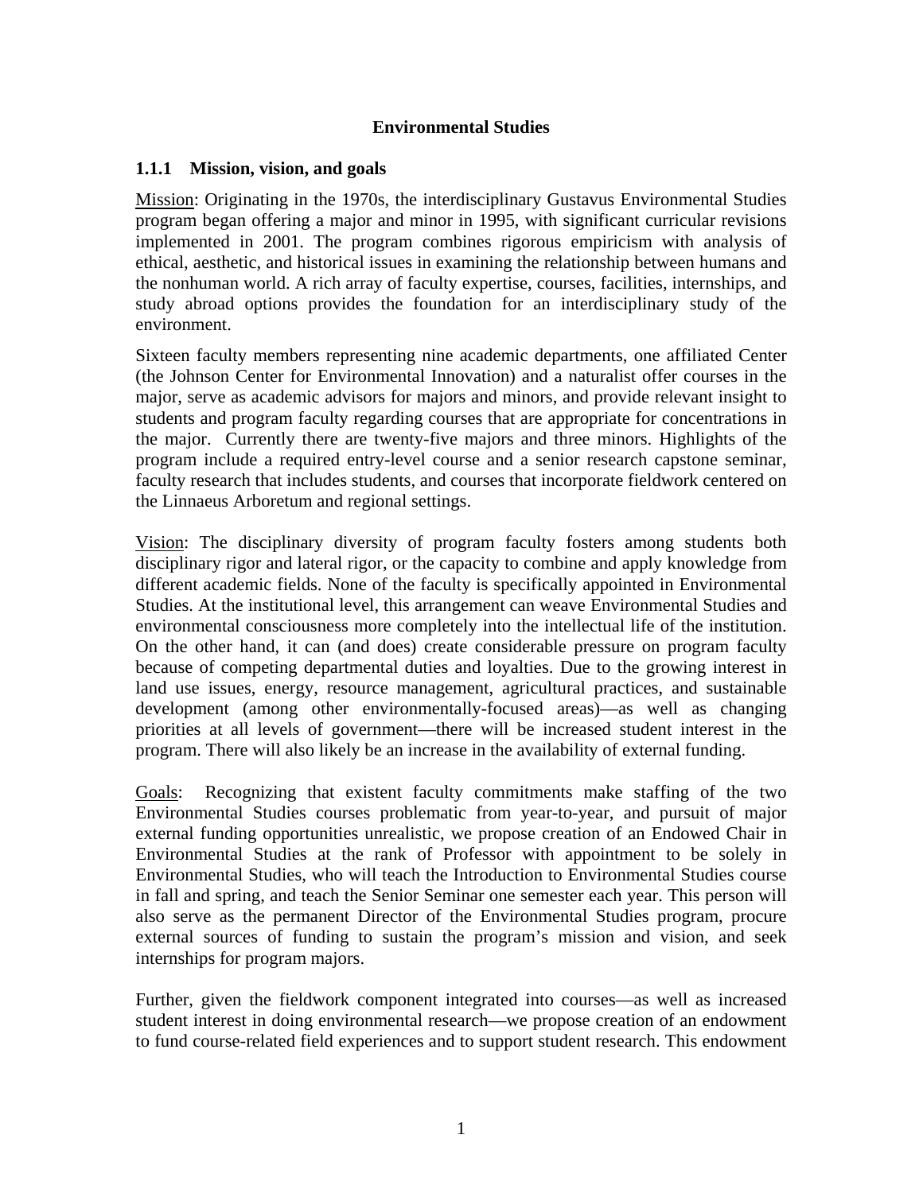# Environmental Studies

## 1.1.1 Mission, vision, and goals

Mission: Originating in the 1970s, the interdisciplinary Gustavus Environmental Studies program began offering a major and minor in 1995, with significant curricular revisions implemented in 2001. The program combines rigorous empiricism with analysis of ethical, aesthetic, and historical issues in examining the relationship between humans and the nonhuman world. A rich array of faculty expertise, courses, facilities, internships, and study abroad options provides the foundation for an interdisciplinary study of the environment.

Sixteen faculty members representing nine academic departments, one affiliated Center (the Johnson Center for Environmental Innovation) and a naturalist offer courses in the major, serve as academic advisors for majors and minors, and provide relevant insight to students and program faculty regarding courses that are appropriate for concentrations in the major. Currently there are twenty-five majors and three minors. Highlights of the program include a required entry-level course and a senior research capstone seminar, faculty research that includes students, and courses that incorporate fieldwork centered on the Linnaeus Arboretum and regional settings.

Vision: The disciplinary diversity of program faculty fosters among students both disciplinary rigor and lateral rigor, or the capacity to combine and apply knowledge from different academic fields. None of the faculty is specifically appointed in Environmental Studies. At the institutional level, this arrangement can weave Environmental Studies and environmental consciousness more completely into the intellectual life of the institution. On the other hand, it can (and does) create considerable pressure on program faculty because of competing departmental duties and loyalties. Due to the growing interest in land use issues, energy, resource management, agricultural practices, and sustainable development (among other environmentally-focused areas)—as well as changing priorities at all levels of government—there will be increased student interest in the program. There will also likely be an increase in the availability of external funding.

Goals: Recognizing that existent faculty commitments make staffing of the two Environmental Studies courses problematic from year-to-year, and pursuit of major external funding opportunities unrealistic, we propose creation of an Endowed Chair in Environmental Studies at the rank of Professor with appointment to be solely in Environmental Studies, who will teach the Introduction to Environmental Studies course in fall and spring, and teach the Senior Seminar one semester each year. This person will also serve as the permanent Director of the Environmental Studies program, procure external sources of funding to sustain the program's mission and vision, and seek internships for program majors.

Further, given the fieldwork component integrated into courses—as well as increased student interest in doing environmental research—we propose creation of an endowment to fund course-related field experiences and to support student research. This endowment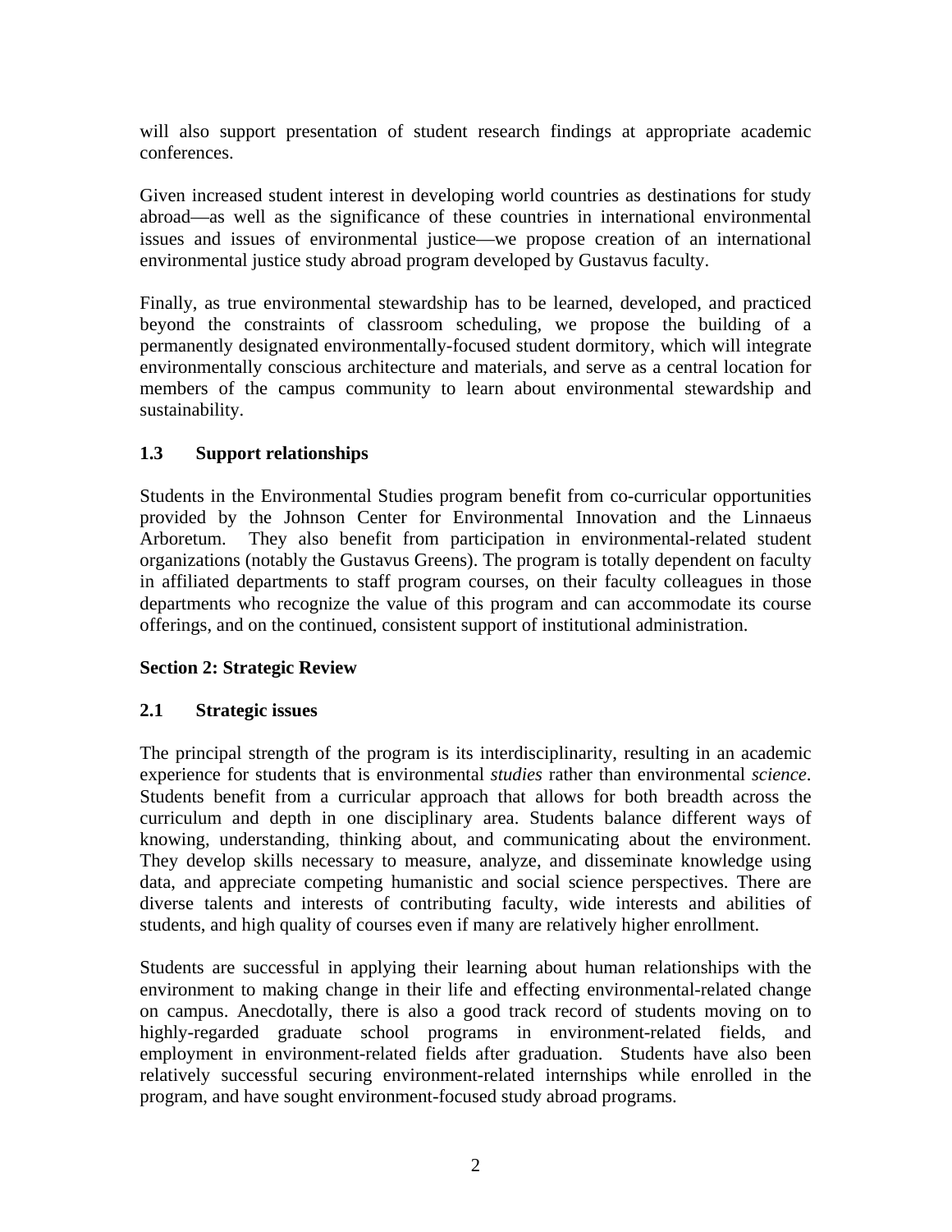will also support presentation of student research findings at appropriate academic conferences.

Given increased student interest in developing world countries as destinations for study abroad—as well as the significance of these countries in international environmental issues and issues of environmental justice—we propose creation of an international environmental justice study abroad program developed by Gustavus faculty.

Finally, as true environmental stewardship has to be learned, developed, and practiced beyond the constraints of classroom scheduling, we propose the building of a permanently designated environmentally-focused student dormitory, which will integrate environmentally conscious architecture and materials, and serve as a central location for members of the campus community to learn about environmental stewardship and sustainability.

### 1.3 Support relationships

Students in the Environmental Studies program benefit from co-curricular opportunities provided by the Johnson Center for Environmental Innovation and the Linnaeus Arboretum. They also benefit from participation in environmental-related student organizations (notably the Gustavus Greens). The program is totally dependent on faculty in affiliated departments to staff program courses, on their faculty colleagues in those departments who recognize the value of this program and can accommodate its course offerings, and on the continued, consistent support of institutional administration.

## Section 2: Strategic Review

### 2.1 Strategic issues

The principal strength of the program is its interdisciplinarity, resulting in an academic experience for students that is environmental *studies* rather than environmental *science*. Students benefit from a curricular approach that allows for both breadth across the curriculum and depth in one disciplinary area. Students balance different ways of knowing, understanding, thinking about, and communicating about the environment. They develop skills necessary to measure, analyze, and disseminate knowledge using data, and appreciate competing humanistic and social science perspectives. There are diverse talents and interests of contributing faculty, wide interests and abilities of students, and high quality of courses even if many are relatively higher enrollment.

Students are successful in applying their learning about human relationships with the environment to making change in their life and effecting environmental-related change on campus. Anecdotally, there is also a good track record of students moving on to highly-regarded graduate school programs in environment-related fields, and employment in environment-related fields after graduation. Students have also been relatively successful securing environment-related internships while enrolled in the program, and have sought environment-focused study abroad programs.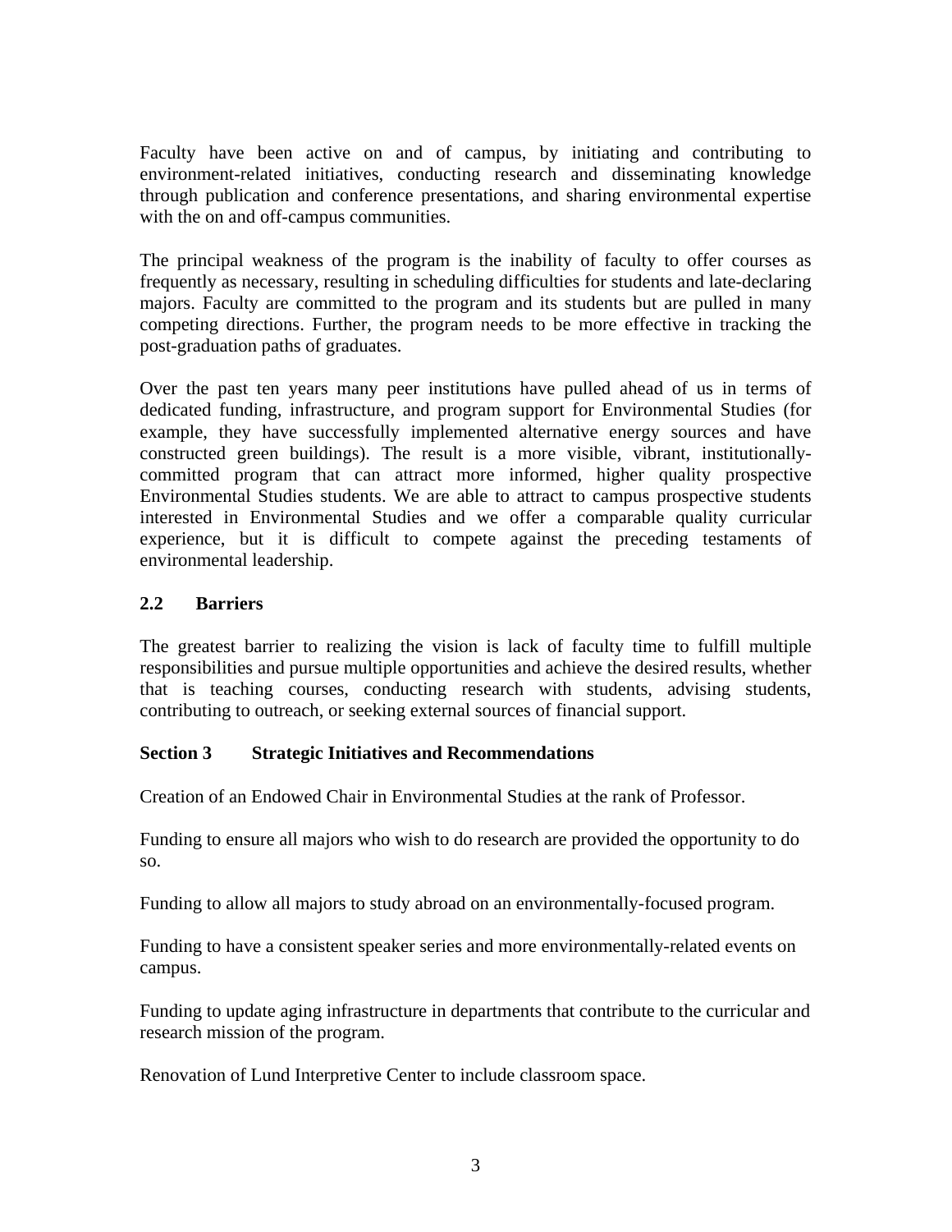Faculty have been active on and of campus, by initiating and contributing to environment-related initiatives, conducting research and disseminating knowledge through publication and conference presentations, and sharing environmental expertise with the on and off-campus communities.

The principal weakness of the program is the inability of faculty to offer courses as frequently as necessary, resulting in scheduling difficulties for students and late-declaring majors. Faculty are committed to the program and its students but are pulled in many competing directions. Further, the program needs to be more effective in tracking the post-graduation paths of graduates.

Over the past ten years many peer institutions have pulled ahead of us in terms of dedicated funding, infrastructure, and program support for Environmental Studies (for example, they have successfully implemented alternative energy sources and have constructed green buildings). The result is a more visible, vibrant, institutionally-committed program that can attract more informed, higher quality prospective Environmental Studies students. We are able to attract to campus prospective students interested in Environmental Studies and we offer a comparable quality curricular experience, but it is difficult to compete against the preceding testaments of environmental leadership.

### 2.2 Barriers

The greatest barrier to realizing the vision is lack of faculty time to fulfill multiple responsibilities and pursue multiple opportunities and achieve the desired results, whether that is teaching courses, conducting research with students, advising students, contributing to outreach, or seeking external sources of financial support.

## Section 3 Strategic Initiatives and Recommendations

Creation of an Endowed Chair in Environmental Studies at the rank of Professor.

Funding to ensure all majors who wish to do research are provided the opportunity to do so.

Funding to allow all majors to study abroad on an environmentally-focused program.

Funding to have a consistent speaker series and more environmentally-related events on campus.

Funding to update aging infrastructure in departments that contribute to the curricular and research mission of the program.

Renovation of Lund Interpretive Center to include classroom space.